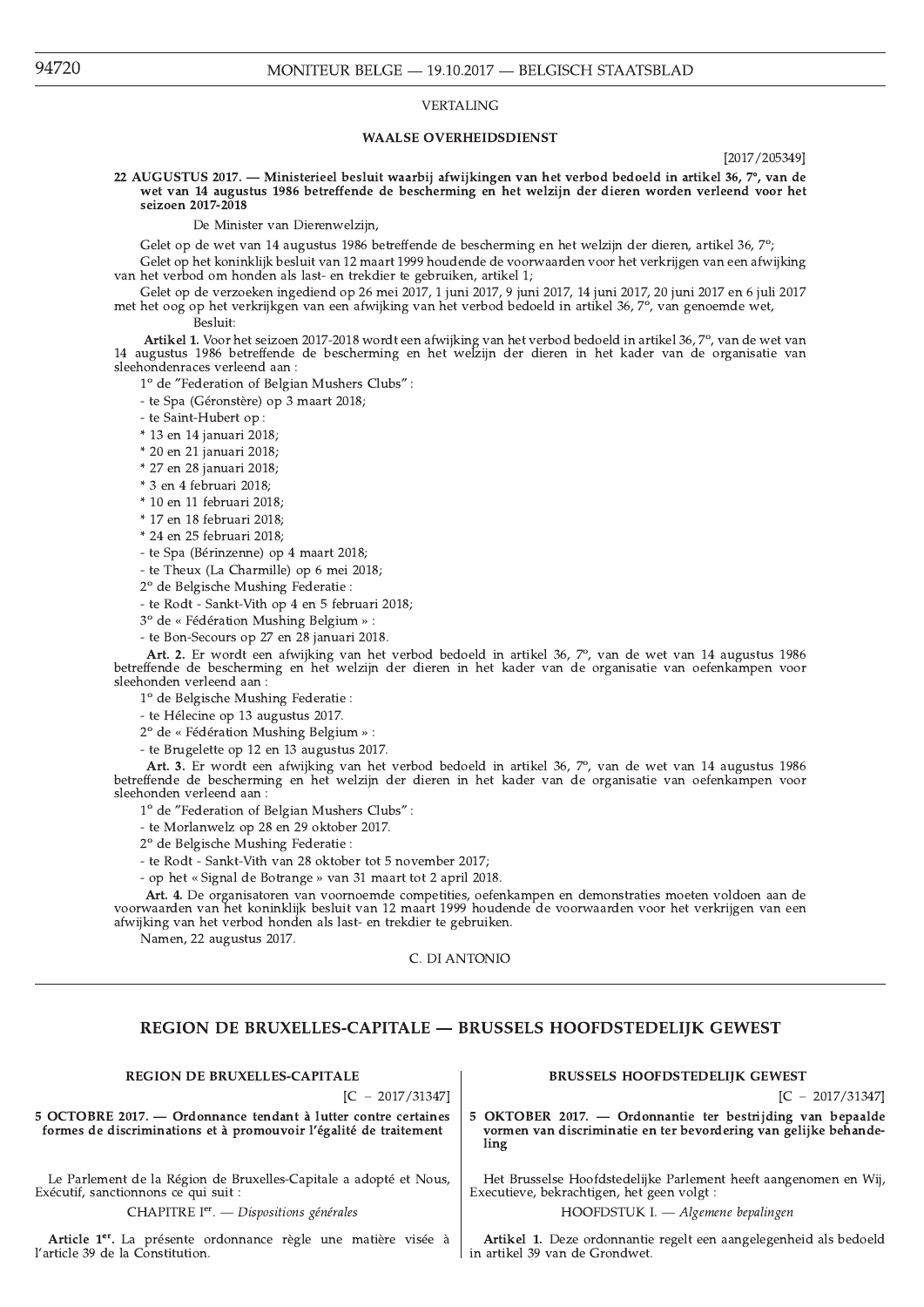VERTALING

## WAALSE OVERHEIDSDIENST

[2017/205349]

**22 AUGUSTUS 2017. — Ministerieel besluit waarbij afwijkingen van het verbod bedoeld in artikel 36, 7°, van de wet van 14 augustus 1986 betreffende de bescherming en het welzijn der dieren worden verleend voor het seizoen 2017-2018**

De Minister van Dierenwelzijn,

Gelet op de wet van 14 augustus 1986 betreffende de bescherming en het welzijn der dieren, artikel 36, 7°;

Gelet op het koninklijk besluit van 12 maart 1999 houdende de voorwaarden voor het verkrijgen van een afwijking van het verbod om honden als last- en trekdier te gebruiken, artikel 1;

Gelet op de verzoeken ingediend op 26 mei 2017, 1 juni 2017, 9 juni 2017, 14 juni 2017, 20 juni 2017 en 6 juli 2017 met het oog op het verkrijgen van een afwijking van het verbod bedoeld in artikel 36, 7°, van genoemde wet,

Besluit:

**Artikel 1.** Voor het seizoen 2017-2018 wordt een afwijking van het verbod bedoeld in artikel 36, 7°, van de wet van 14 augustus 1986 betreffende de bescherming en het welzijn der dieren in het kader van de organisatie van sleehondenraces verleend aan :

1° de "Federation of Belgian Mushers Clubs" :

- te Spa (Géronstère) op 3 maart 2018;
- te Saint-Hubert op :
  * 13 en 14 januari 2018;
  * 20 en 21 januari 2018;
  * 27 en 28 januari 2018;
  * 3 en 4 februari 2018;
  * 10 en 11 februari 2018;
  * 17 en 18 februari 2018;
  * 24 en 25 februari 2018;
- te Spa (Bérinzenne) op 4 maart 2018;
- te Theux (La Charmille) op 6 mei 2018;

2° de Belgische Mushing Federatie :

- te Rodt - Sankt-Vith op 4 en 5 februari 2018;

3° de « Fédération Mushing Belgium » :

- te Bon-Secours op 27 en 28 januari 2018.

**Art. 2.** Er wordt een afwijking van het verbod bedoeld in artikel 36, 7°, van de wet van 14 augustus 1986 betreffende de bescherming en het welzijn der dieren in het kader van de organisatie van oefenkampen voor sleehonden verleend aan :

1° de Belgische Mushing Federatie :

- te Hélecine op 13 augustus 2017.

2° de « Fédération Mushing Belgium » :

- te Brugelette op 12 en 13 augustus 2017.

**Art. 3.** Er wordt een afwijking van het verbod bedoeld in artikel 36, 7°, van de wet van 14 augustus 1986 betreffende de bescherming en het welzijn der dieren in het kader van de organisatie van oefenkampen voor sleehonden verleend aan :

1° de "Federation of Belgian Mushers Clubs" :

- te Morlanwelz op 28 en 29 oktober 2017.

2° de Belgische Mushing Federatie :

- te Rodt - Sankt-Vith van 28 oktober tot 5 november 2017;
- op het « Signal de Botrange » van 31 maart tot 2 april 2018.

**Art. 4.** De organisatoren van voornoemde competities, oefenkampen en demonstraties moeten voldoen aan de voorwaarden van het koninklijk besluit van 12 maart 1999 houdende de voorwaarden voor het verkrijgen van een afwijking van het verbod honden als last- en trekdier te gebruiken.

Namen, 22 augustus 2017.

C. DI ANTONIO

# REGION DE BRUXELLES-CAPITALE — BRUSSELS HOOFDSTEDELIJK GEWEST

## REGION DE BRUXELLES-CAPITALE

[C − 2017/31347]

**5 OCTOBRE 2017. — Ordonnance tendant à lutter contre certaines formes de discriminations et à promouvoir l'égalité de traitement**

Le Parlement de la Région de Bruxelles-Capitale a adopté et Nous, Exécutif, sanctionnons ce qui suit :

CHAPITRE I[er]. — *Dispositions générales*

**Article 1[er].** La présente ordonnance règle une matière visée à l'article 39 de la Constitution.

## BRUSSELS HOOFDSTEDELIJK GEWEST

[C − 2017/31347]

**5 OKTOBER 2017. — Ordonnantie ter bestrijding van bepaalde vormen van discriminatie en ter bevordering van gelijke behandeling**

Het Brusselse Hoofdstedelijke Parlement heeft aangenomen en Wij, Executieve, bekrachtigen, het geen volgt :

HOOFDSTUK I. — *Algemene bepalingen*

**Artikel 1.** Deze ordonnantie regelt een aangelegenheid als bedoeld in artikel 39 van de Grondwet.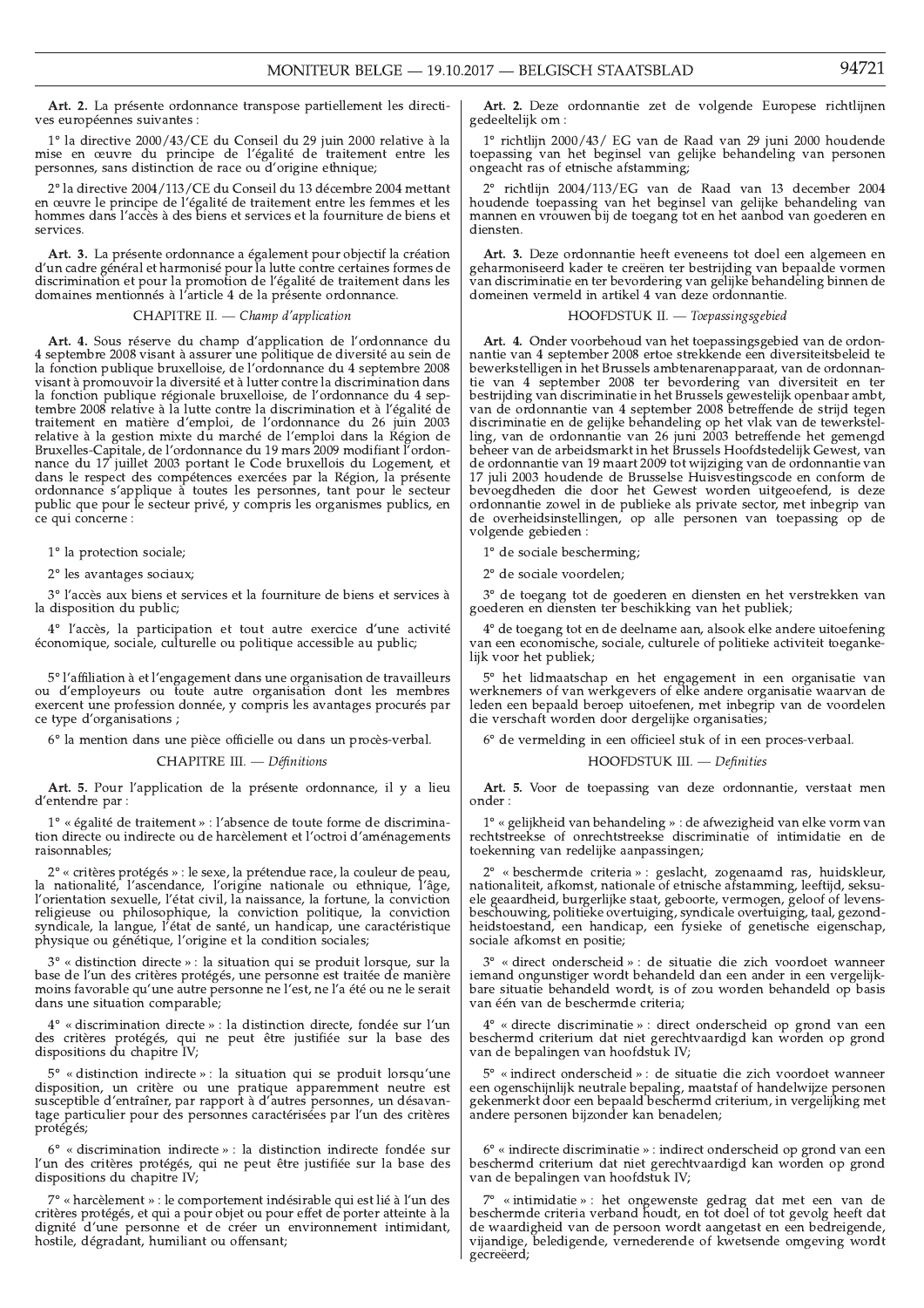**Art. 2.** La présente ordonnance transpose partiellement les directives européennes suivantes :

1° la directive 2000/43/CE du Conseil du 29 juin 2000 relative à la mise en œuvre du principe de l'égalité de traitement entre les personnes, sans distinction de race ou d'origine ethnique;

2° la directive 2004/113/CE du Conseil du 13 décembre 2004 mettant en œuvre le principe de l'égalité de traitement entre les femmes et les hommes dans l'accès à des biens et services et la fourniture de biens et services.

**Art. 3.** La présente ordonnance a également pour objectif la création d'un cadre général et harmonisé pour la lutte contre certaines formes de discrimination et pour la promotion de l'égalité de traitement dans les domaines mentionnés à l'article 4 de la présente ordonnance.

## CHAPITRE II. — *Champ d'application*

**Art. 4.** Sous réserve du champ d'application de l'ordonnance du 4 septembre 2008 visant à assurer une politique de diversité au sein de la fonction publique bruxelloise, de l'ordonnance du 4 septembre 2008 visant à promouvoir la diversité et à lutter contre la discrimination dans la fonction publique régionale bruxelloise, de l'ordonnance du 4 septembre 2008 relative à la lutte contre la discrimination et à l'égalité de traitement en matière d'emploi, de l'ordonnance du 26 juin 2003 relative à la gestion mixte du marché de l'emploi dans la Région de Bruxelles-Capitale, de l'ordonnance du 19 mars 2009 modifiant l'ordonnance du 17 juillet 2003 portant le Code bruxellois du Logement, et dans le respect des compétences exercées par la Région, la présente ordonnance s'applique à toutes les personnes, tant pour le secteur public que pour le secteur privé, y compris les organismes publics, en ce qui concerne :

1° la protection sociale;

2° les avantages sociaux;

3° l'accès aux biens et services et la fourniture de biens et services à la disposition du public;

4° l'accès, la participation et tout autre exercice d'une activité économique, sociale, culturelle ou politique accessible au public;

5° l'affiliation à et l'engagement dans une organisation de travailleurs ou d'employeurs ou toute autre organisation dont les membres exercent une profession donnée, y compris les avantages procurés par ce type d'organisations ;

6° la mention dans une pièce officielle ou dans un procès-verbal.

## CHAPITRE III. — *Définitions*

**Art. 5.** Pour l'application de la présente ordonnance, il y a lieu d'entendre par :

1° « égalité de traitement » : l'absence de toute forme de discrimination directe ou indirecte ou de harcèlement et l'octroi d'aménagements raisonnables;

2° « critères protégés » : le sexe, la prétendue race, la couleur de peau, la nationalité, l'ascendance, l'origine nationale ou ethnique, l'âge, l'orientation sexuelle, l'état civil, la naissance, la fortune, la conviction religieuse ou philosophique, la conviction politique, la conviction syndicale, la langue, l'état de santé, un handicap, une caractéristique physique ou génétique, l'origine et la condition sociales;

3° « distinction directe » : la situation qui se produit lorsque, sur la base de l'un des critères protégés, une personne est traitée de manière moins favorable qu'une autre personne ne l'est, ne l'a été ou ne le serait dans une situation comparable;

4° « discrimination directe » : la distinction directe, fondée sur l'un des critères protégés, qui ne peut être justifiée sur la base des dispositions du chapitre IV;

5° « distinction indirecte » : la situation qui se produit lorsqu'une disposition, un critère ou une pratique apparemment neutre est susceptible d'entraîner, par rapport à d'autres personnes, un désavantage particulier pour des personnes caractérisées par l'un des critères protégés;

6° « discrimination indirecte » : la distinction indirecte fondée sur l'un des critères protégés, qui ne peut être justifiée sur la base des dispositions du chapitre IV;

7° « harcèlement » : le comportement indésirable qui est lié à l'un des critères protégés, et qui a pour objet ou pour effet de porter atteinte à la dignité d'une personne et de créer un environnement intimidant, hostile, dégradant, humiliant ou offensant;

**Art. 2.** Deze ordonnantie zet de volgende Europese richtlijnen gedeeltelijk om :

1° richtlijn 2000/43/ EG van de Raad van 29 juni 2000 houdende toepassing van het beginsel van gelijke behandeling van personen ongeacht ras of etnische afstamming;

2° richtlijn 2004/113/EG van de Raad van 13 december 2004 houdende toepassing van het beginsel van gelijke behandeling van mannen en vrouwen bij de toegang tot en het aanbod van goederen en diensten.

**Art. 3.** Deze ordonnantie heeft eveneens tot doel een algemeen en geharmoniseerd kader te creëren ter bestrijding van bepaalde vormen van discriminatie en ter bevordering van gelijke behandeling binnen de domeinen vermeld in artikel 4 van deze ordonnantie.

## HOOFDSTUK II. — *Toepassingsgebied*

**Art. 4.** Onder voorbehoud van het toepassingsgebied van de ordonnantie van 4 september 2008 ertoe strekkende een diversiteitsbeleid te bewerkstelligen in het Brussels ambtenarenapparaat, van de ordonnantie van 4 september 2008 ter bevordering van diversiteit en ter bestrijding van discriminatie in het Brussels gewestelijk openbaar ambt, van de ordonnantie van 4 september 2008 betreffende de strijd tegen discriminatie en de gelijke behandeling op het vlak van de tewerkstelling, van de ordonnantie van 26 juni 2003 betreffende het gemengd beheer van de arbeidsmarkt in het Brussels Hoofdstedelijk Gewest, van de ordonnantie van 19 maart 2009 tot wijziging van de ordonnantie van 17 juli 2003 houdende de Brusselse Huisvestingscode en conform de bevoegdheden die door het Gewest worden uitgeoefend, is deze ordonnantie zowel in de publieke als private sector, met inbegrip van de overheidsinstellingen, op alle personen van toepassing op de volgende gebieden :

1° de sociale bescherming;

2° de sociale voordelen;

3° de toegang tot de goederen en diensten en het verstrekken van goederen en diensten ter beschikking van het publiek;

4° de toegang tot en de deelname aan, alsook elke andere uitoefening van een economische, sociale, culturele of politieke activiteit toegankelijk voor het publiek;

5° het lidmaatschap en het engagement in een organisatie van werknemers of van werkgevers of elke andere organisatie waarvan de leden een bepaald beroep uitoefenen, met inbegrip van de voordelen die verschaft worden door dergelijke organisaties;

6° de vermelding in een officieel stuk of in een proces-verbaal.

## HOOFDSTUK III. — *Definities*

**Art. 5.** Voor de toepassing van deze ordonnantie, verstaat men onder :

1° « gelijkheid van behandeling » : de afwezigheid van elke vorm van rechtstreekse of onrechtstreekse discriminatie of intimidatie en de toekenning van redelijke aanpassingen;

2° « beschermde criteria » : geslacht, zogenaamd ras, huidskleur, nationaliteit, afkomst, nationale of etnische afstamming, leeftijd, seksuele geaardheid, burgerlijke staat, geboorte, vermogen, geloof of levensbeschouwing, politieke overtuiging, syndicale overtuiging, taal, gezondheidstoestand, een handicap, een fysieke of genetische eigenschap, sociale afkomst en positie;

3° « direct onderscheid » : de situatie die zich voordoet wanneer iemand ongunstiger wordt behandeld dan een ander in een vergelijkbare situatie behandeld wordt, is of zou worden behandeld op basis van één van de beschermde criteria;

4° « directe discriminatie » : direct onderscheid op grond van een beschermd criterium dat niet gerechtvaardigd kan worden op grond van de bepalingen van hoofdstuk IV;

5° « indirect onderscheid » : de situatie die zich voordoet wanneer een ogenschijnlijk neutrale bepaling, maatstaf of handelwijze personen gekenmerkt door een bepaald beschermd criterium, in vergelijking met andere personen bijzonder kan benadelen;

6° « indirecte discriminatie » : indirect onderscheid op grond van een beschermd criterium dat niet gerechtvaardigd kan worden op grond van de bepalingen van hoofdstuk IV;

7° « intimidatie » : het ongewenste gedrag dat met een van de beschermde criteria verband houdt, en tot doel of tot gevolg heeft dat de waardigheid van de persoon wordt aangetast en een bedreigende, vijandige, beledigende, vernederende of kwetsende omgeving wordt gecreëerd;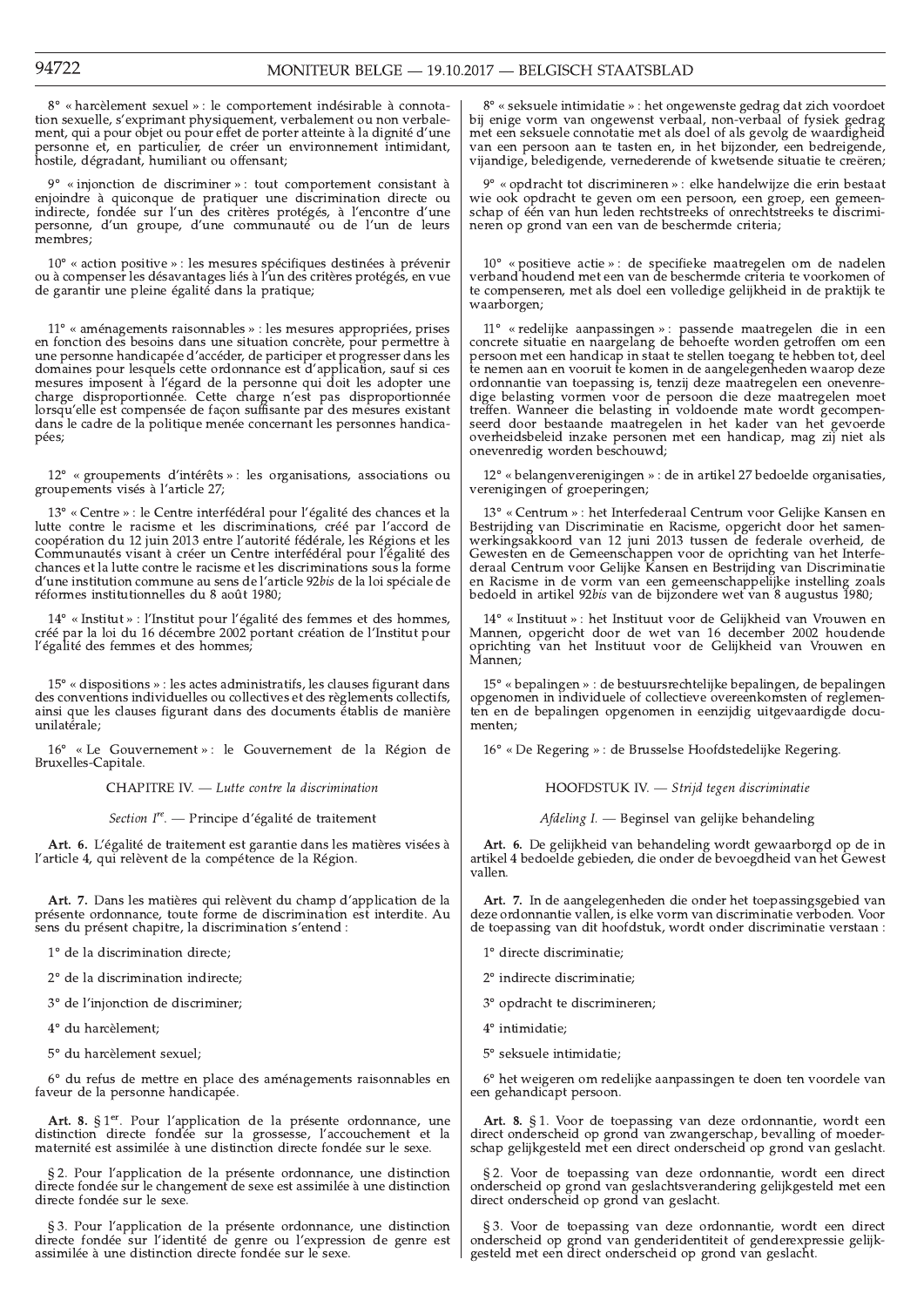8° « harcèlement sexuel » : le comportement indésirable à connotation sexuelle, s'exprimant physiquement, verbalement ou non verbalement, qui a pour objet ou pour effet de porter atteinte à la dignité d'une personne et, en particulier, de créer un environnement intimidant, hostile, dégradant, humiliant ou offensant;

9° « injonction de discriminer » : tout comportement consistant à enjoindre à quiconque de pratiquer une discrimination directe ou indirecte, fondée sur l'un des critères protégés, à l'encontre d'une personne, d'un groupe, d'une communauté ou de l'un de leurs membres;

10° « action positive » : les mesures spécifiques destinées à prévenir ou à compenser les désavantages liés à l'un des critères protégés, en vue de garantir une pleine égalité dans la pratique;

11° « aménagements raisonnables » : les mesures appropriées, prises en fonction des besoins dans une situation concrète, pour permettre à une personne handicapée d'accéder, de participer et progresser dans les domaines pour lesquels cette ordonnance est d'application, sauf si ces mesures imposent à l'égard de la personne qui doit les adopter une charge disproportionnée. Cette charge n'est pas disproportionnée lorsqu'elle est compensée de façon suffisante par des mesures existant dans le cadre de la politique menée concernant les personnes handicapées;

12° « groupements d'intérêts » : les organisations, associations ou groupements visés à l'article 27;

13° « Centre » : le Centre interfédéral pour l'égalité des chances et la lutte contre le racisme et les discriminations, créé par l'accord de coopération du 12 juin 2013 entre l'autorité fédérale, les Régions et les Communautés visant à créer un Centre interfédéral pour l'égalité des chances et la lutte contre le racisme et les discriminations sous la forme d'une institution commune au sens de l'article 92*bis* de la loi spéciale de réformes institutionnelles du 8 août 1980;

14° « Institut » : l'Institut pour l'égalité des femmes et des hommes, créé par la loi du 16 décembre 2002 portant création de l'Institut pour l'égalité des femmes et des hommes;

15° « dispositions » : les actes administratifs, les clauses figurant dans des conventions individuelles ou collectives et des règlements collectifs, ainsi que les clauses figurant dans des documents établis de manière unilatérale;

16° « Le Gouvernement » : le Gouvernement de la Région de Bruxelles-Capitale.

## CHAPITRE IV. — *Lutte contre la discrimination*

### *Section Ire.* — Principe d'égalité de traitement

**Art. 6.** L'égalité de traitement est garantie dans les matières visées à l'article 4, qui relèvent de la compétence de la Région.

**Art. 7.** Dans les matières qui relèvent du champ d'application de la présente ordonnance, toute forme de discrimination est interdite. Au sens du présent chapitre, la discrimination s'entend :

1° de la discrimination directe;

2° de la discrimination indirecte;

3° de l'injonction de discriminer;

4° du harcèlement;

5° du harcèlement sexuel;

6° du refus de mettre en place des aménagements raisonnables en faveur de la personne handicapée.

**Art. 8.** § 1er. Pour l'application de la présente ordonnance, une distinction directe fondée sur la grossesse, l'accouchement et la maternité est assimilée à une distinction directe fondée sur le sexe.

§ 2. Pour l'application de la présente ordonnance, une distinction directe fondée sur le changement de sexe est assimilée à une distinction directe fondée sur le sexe.

§ 3. Pour l'application de la présente ordonnance, une distinction directe fondée sur l'identité de genre ou l'expression de genre est assimilée à une distinction directe fondée sur le sexe.

8° « seksuele intimidatie » : het ongewenste gedrag dat zich voordoet bij enige vorm van ongewenst verbaal, non-verbaal of fysiek gedrag met een seksuele connotatie met als doel of als gevolg de waardigheid van een persoon aan te tasten en, in het bijzonder, een bedreigende, vijandige, beledigende, vernederende of kwetsende situatie te creëren;

9° « opdracht tot discrimineren » : elke handelwijze die erin bestaat wie ook opdracht te geven om een persoon, een groep, een gemeenschap of één van hun leden rechtstreeks of onrechtstreeks te discrimineren op grond van een van de beschermde criteria;

10° « positieve actie » : de specifieke maatregelen om de nadelen verband houdend met een van de beschermde criteria te voorkomen of te compenseren, met als doel een volledige gelijkheid in de praktijk te waarborgen;

11° « redelijke aanpassingen » : passende maatregelen die in een concrete situatie en naargelang de behoefte worden getroffen om een persoon met een handicap in staat te stellen toegang te hebben tot, deel te nemen aan en vooruit te komen in de aangelegenheden waarop deze ordonnantie van toepassing is, tenzij deze maatregelen een onevenredige belasting vormen voor de persoon die deze maatregelen moet treffen. Wanneer die belasting in voldoende mate wordt gecompenseerd door bestaande maatregelen in het kader van het gevoerde overheidsbeleid inzake personen met een handicap, mag zij niet als onevenredig worden beschouwd;

12° « belangenverenigingen » : de in artikel 27 bedoelde organisaties, verenigingen of groeperingen;

13° « Centrum » : het Interfederaal Centrum voor Gelijke Kansen en Bestrijding van Discriminatie en Racisme, opgericht door het samenwerkingsakkoord van 12 juni 2013 tussen de federale overheid, de Gewesten en de Gemeenschappen voor de oprichting van het Interfederaal Centrum voor Gelijke Kansen en Bestrijding van Discriminatie en Racisme in de vorm van een gemeenschappelijke instelling zoals bedoeld in artikel 92*bis* van de bijzondere wet van 8 augustus 1980;

14° « Instituut » : het Instituut voor de Gelijkheid van Vrouwen en Mannen, opgericht door de wet van 16 december 2002 houdende oprichting van het Instituut voor de Gelijkheid van Vrouwen en Mannen;

15° « bepalingen » : de bestuursrechtelijke bepalingen, de bepalingen opgenomen in individuele of collectieve overeenkomsten of reglementen en de bepalingen opgenomen in eenzijdig uitgevaardigde documenten;

16° « De Regering » : de Brusselse Hoofdstedelijke Regering.

## HOOFDSTUK IV. — *Strijd tegen discriminatie*

### *Afdeling I.* — Beginsel van gelijke behandeling

**Art. 6.** De gelijkheid van behandeling wordt gewaarborgd op de in artikel 4 bedoelde gebieden, die onder de bevoegdheid van het Gewest vallen.

**Art. 7.** In de aangelegenheden die onder het toepassingsgebied van deze ordonnantie vallen, is elke vorm van discriminatie verboden. Voor de toepassing van dit hoofdstuk, wordt onder discriminatie verstaan :

1° directe discriminatie;

2° indirecte discriminatie;

3° opdracht te discrimineren;

4° intimidatie;

5° seksuele intimidatie;

6° het weigeren om redelijke aanpassingen te doen ten voordele van een gehandicapt persoon.

**Art. 8.** § 1. Voor de toepassing van deze ordonnantie, wordt een direct onderscheid op grond van zwangerschap, bevalling of moederschap gelijkgesteld met een direct onderscheid op grond van geslacht.

§ 2. Voor de toepassing van deze ordonnantie, wordt een direct onderscheid op grond van geslachtsverandering gelijkgesteld met een direct onderscheid op grond van geslacht.

§ 3. Voor de toepassing van deze ordonnantie, wordt een direct onderscheid op grond van genderidentiteit of genderexpressie gelijkgesteld met een direct onderscheid op grond van geslacht.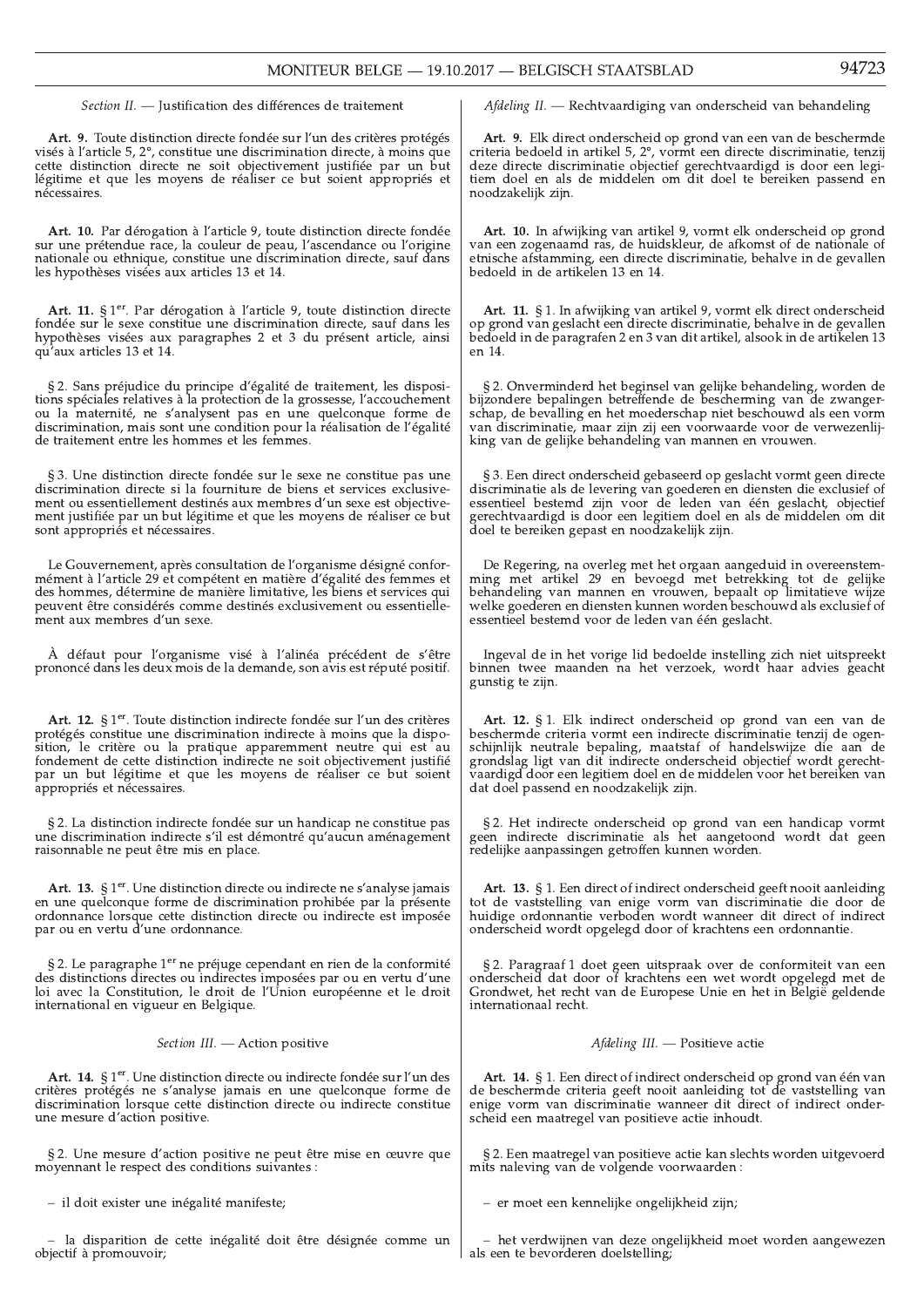*Section II.* — Justification des différences de traitement

**Art. 9.** Toute distinction directe fondée sur l'un des critères protégés visés à l'article 5, 2°, constitue une discrimination directe, à moins que cette distinction directe ne soit objectivement justifiée par un but légitime et que les moyens de réaliser ce but soient appropriés et nécessaires.

**Art. 10.** Par dérogation à l'article 9, toute distinction directe fondée sur une prétendue race, la couleur de peau, l'ascendance ou l'origine nationale ou ethnique, constitue une discrimination directe, sauf dans les hypothèses visées aux articles 13 et 14.

**Art. 11.** § 1er. Par dérogation à l'article 9, toute distinction directe fondée sur le sexe constitue une discrimination directe, sauf dans les hypothèses visées aux paragraphes 2 et 3 du présent article, ainsi qu'aux articles 13 et 14.

§ 2. Sans préjudice du principe d'égalité de traitement, les dispositions spéciales relatives à la protection de la grossesse, l'accouchement ou la maternité, ne s'analysent pas en une quelconque forme de discrimination, mais sont une condition pour la réalisation de l'égalité de traitement entre les hommes et les femmes.

§ 3. Une distinction directe fondée sur le sexe ne constitue pas une discrimination directe si la fourniture de biens et services exclusivement ou essentiellement destinés aux membres d'un sexe est objectivement justifiée par un but légitime et que les moyens de réaliser ce but sont appropriés et nécessaires.

Le Gouvernement, après consultation de l'organisme désigné conformément à l'article 29 et compétent en matière d'égalité des femmes et des hommes, détermine de manière limitative, les biens et services qui peuvent être considérés comme destinés exclusivement ou essentiellement aux membres d'un sexe.

À défaut pour l'organisme visé à l'alinéa précédent de s'être prononcé dans les deux mois de la demande, son avis est réputé positif.

**Art. 12.** § 1er. Toute distinction indirecte fondée sur l'un des critères protégés constitue une discrimination indirecte à moins que la disposition, le critère ou la pratique apparemment neutre qui est au fondement de cette distinction indirecte ne soit objectivement justifié par un but légitime et que les moyens de réaliser ce but soient appropriés et nécessaires.

§ 2. La distinction indirecte fondée sur un handicap ne constitue pas une discrimination indirecte s'il est démontré qu'aucun aménagement raisonnable ne peut être mis en place.

**Art. 13.** § 1er. Une distinction directe ou indirecte ne s'analyse jamais en une quelconque forme de discrimination prohibée par la présente ordonnance lorsque cette distinction directe ou indirecte est imposée par ou en vertu d'une ordonnance.

§ 2. Le paragraphe 1er ne préjuge cependant en rien de la conformité des distinctions directes ou indirectes imposées par ou en vertu d'une loi avec la Constitution, le droit de l'Union européenne et le droit international en vigueur en Belgique.

*Section III.* — Action positive

**Art. 14.** § 1er. Une distinction directe ou indirecte fondée sur l'un des critères protégés ne s'analyse jamais en une quelconque forme de discrimination lorsque cette distinction directe ou indirecte constitue une mesure d'action positive.

§ 2. Une mesure d'action positive ne peut être mise en œuvre que moyennant le respect des conditions suivantes :

– il doit exister une inégalité manifeste;

– la disparition de cette inégalité doit être désignée comme un objectif à promouvoir;

*Afdeling II.* — Rechtvaardiging van onderscheid van behandeling

**Art. 9.** Elk direct onderscheid op grond van een van de beschermde criteria bedoeld in artikel 5, 2°, vormt een directe discriminatie, tenzij deze directe discriminatie objectief gerechtvaardigd is door een legitiem doel en als de middelen om dit doel te bereiken passend en noodzakelijk zijn.

**Art. 10.** In afwijking van artikel 9, vormt elk onderscheid op grond van een zogenaamd ras, de huidskleur, de afkomst of de nationale of etnische afstamming, een directe discriminatie, behalve in de gevallen bedoeld in de artikelen 13 en 14.

**Art. 11.** § 1. In afwijking van artikel 9, vormt elk direct onderscheid op grond van geslacht een directe discriminatie, behalve in de gevallen bedoeld in de paragrafen 2 en 3 van dit artikel, alsook in de artikelen 13 en 14.

§ 2. Onverminderd het beginsel van gelijke behandeling, worden de bijzondere bepalingen betreffende de bescherming van de zwangerschap, de bevalling en het moederschap niet beschouwd als een vorm van discriminatie, maar zijn zij een voorwaarde voor de verwezenlijking van de gelijke behandeling van mannen en vrouwen.

§ 3. Een direct onderscheid gebaseerd op geslacht vormt geen directe discriminatie als de levering van goederen en diensten die exclusief of essentieel bestemd zijn voor de leden van één geslacht, objectief gerechtvaardigd is door een legitiem doel en als de middelen om dit doel te bereiken gepast en noodzakelijk zijn.

De Regering, na overleg met het orgaan aangeduid in overeenstemming met artikel 29 en bevoegd met betrekking tot de gelijke behandeling van mannen en vrouwen, bepaalt op limitatieve wijze welke goederen en diensten kunnen worden beschouwd als exclusief of essentieel bestemd voor de leden van één geslacht.

Ingeval de in het vorige lid bedoelde instelling zich niet uitspreekt binnen twee maanden na het verzoek, wordt haar advies geacht gunstig te zijn.

**Art. 12.** § 1. Elk indirect onderscheid op grond van een van de beschermde criteria vormt een indirecte discriminatie tenzij de ogenschijnlijk neutrale bepaling, maatstaf of handelswijze die aan de grondslag ligt van dit indirecte onderscheid objectief wordt gerechtvaardigd door een legitiem doel en de middelen voor het bereiken van dat doel passend en noodzakelijk zijn.

§ 2. Het indirecte onderscheid op grond van een handicap vormt geen indirecte discriminatie als het aangetoond wordt dat geen redelijke aanpassingen getroffen kunnen worden.

**Art. 13.** § 1. Een direct of indirect onderscheid geeft nooit aanleiding tot de vaststelling van enige vorm van discriminatie die door de huidige ordonnantie verboden wordt wanneer dit direct of indirect onderscheid wordt opgelegd door of krachtens een ordonnantie.

§ 2. Paragraaf 1 doet geen uitspraak over de conformiteit van een onderscheid dat door of krachtens een wet wordt opgelegd met de Grondwet, het recht van de Europese Unie en het in België geldende internationaal recht.

*Afdeling III.* — Positieve actie

**Art. 14.** § 1. Een direct of indirect onderscheid op grond van één van de beschermde criteria geeft nooit aanleiding tot de vaststelling van enige vorm van discriminatie wanneer dit direct of indirect onderscheid een maatregel van positieve actie inhoudt.

§ 2. Een maatregel van positieve actie kan slechts worden uitgevoerd mits naleving van de volgende voorwaarden :

– er moet een kennelijke ongelijkheid zijn;

– het verdwijnen van deze ongelijkheid moet worden aangewezen als een te bevorderen doelstelling;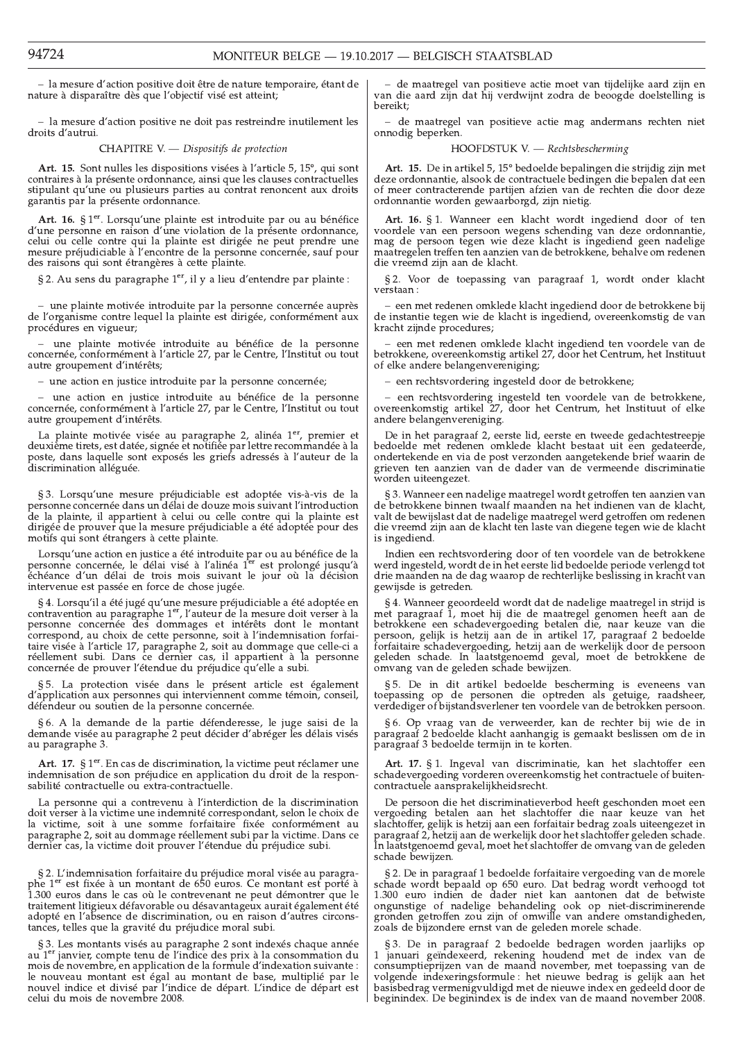– la mesure d'action positive doit être de nature temporaire, étant de nature à disparaître dès que l'objectif visé est atteint;

– la mesure d'action positive ne doit pas restreindre inutilement les droits d'autrui.

## CHAPITRE V. — *Dispositifs de protection*

**Art. 15.** Sont nulles les dispositions visées à l'article 5, 15°, qui sont contraires à la présente ordonnance, ainsi que les clauses contractuelles stipulant qu'une ou plusieurs parties au contrat renoncent aux droits garantis par la présente ordonnance.

**Art. 16.** § 1er. Lorsqu'une plainte est introduite par ou au bénéfice d'une personne en raison d'une violation de la présente ordonnance, celui ou celle contre qui la plainte est dirigée ne peut prendre une mesure préjudiciable à l'encontre de la personne concernée, sauf pour des raisons qui sont étrangères à cette plainte.

§ 2. Au sens du paragraphe 1er, il y a lieu d'entendre par plainte :

– une plainte motivée introduite par la personne concernée auprès de l'organisme contre lequel la plainte est dirigée, conformément aux procédures en vigueur;

– une plainte motivée introduite au bénéfice de la personne concernée, conformément à l'article 27, par le Centre, l'Institut ou tout autre groupement d'intérêts;

– une action en justice introduite par la personne concernée;

– une action en justice introduite au bénéfice de la personne concernée, conformément à l'article 27, par le Centre, l'Institut ou tout autre groupement d'intérêts.

La plainte motivée visée au paragraphe 2, alinéa 1er, premier et deuxième tirets, est datée, signée et notifiée par lettre recommandée à la poste, dans laquelle sont exposés les griefs adressés à l'auteur de la discrimination alléguée.

§ 3. Lorsqu'une mesure préjudiciable est adoptée vis-à-vis de la personne concernée dans un délai de douze mois suivant l'introduction de la plainte, il appartient à celui ou celle contre qui la plainte est dirigée de prouver que la mesure préjudiciable a été adoptée pour des motifs qui sont étrangers à cette plainte.

Lorsqu'une action en justice a été introduite par ou au bénéfice de la personne concernée, le délai visé à l'alinéa 1er est prolongé jusqu'à échéance d'un délai de trois mois suivant le jour où la décision intervenue est passée en force de chose jugée.

§ 4. Lorsqu'il a été jugé qu'une mesure préjudiciable a été adoptée en contravention au paragraphe 1er, l'auteur de la mesure doit verser à la personne concernée des dommages et intérêts dont le montant correspond, au choix de cette personne, soit à l'indemnisation forfaitaire visée à l'article 17, paragraphe 2, soit au dommage que celle-ci a réellement subi. Dans ce dernier cas, il appartient à la personne concernée de prouver l'étendue du préjudice qu'elle a subi.

§ 5. La protection visée dans le présent article est également d'application aux personnes qui interviennent comme témoin, conseil, défendeur ou soutien de la personne concernée.

§ 6. A la demande de la partie défenderesse, le juge saisi de la demande visée au paragraphe 2 peut décider d'abréger les délais visés au paragraphe 3.

**Art. 17.** § 1er. En cas de discrimination, la victime peut réclamer une indemnisation de son préjudice en application du droit de la responsabilité contractuelle ou extra-contractuelle.

La personne qui a contrevenu à l'interdiction de la discrimination doit verser à la victime une indemnité correspondant, selon le choix de la victime, soit à une somme forfaitaire fixée conformément au paragraphe 2, soit au dommage réellement subi par la victime. Dans ce dernier cas, la victime doit prouver l'étendue du préjudice subi.

§ 2. L'indemnisation forfaitaire du préjudice moral visée au paragraphe 1er est fixée à un montant de 650 euros. Ce montant est porté à 1.300 euros dans le cas où le contrevenant ne peut démontrer que le traitement litigieux défavorable ou désavantageux aurait également été adopté en l'absence de discrimination, ou en raison d'autres circonstances, telles que la gravité du préjudice moral subi.

§ 3. Les montants visés au paragraphe 2 sont indexés chaque année au 1er janvier, compte tenu de l'indice des prix à la consommation du mois de novembre, en application de la formule d'indexation suivante : le nouveau montant est égal au montant de base, multiplié par le nouvel indice et divisé par l'indice de départ. L'indice de départ est celui du mois de novembre 2008.

– de maatregel van positieve actie moet van tijdelijke aard zijn en van die aard zijn dat hij verdwijnt zodra de beoogde doelstelling is bereikt;

– de maatregel van positieve actie mag andermans rechten niet onnodig beperken.

## HOOFDSTUK V. — *Rechtsbescherming*

**Art. 15.** De in artikel 5, 15° bedoelde bepalingen die strijdig zijn met deze ordonnantie, alsook de contractuele bedingen die bepalen dat een of meer contracterende partijen afzien van de rechten die door deze ordonnantie worden gewaarborgd, zijn nietig.

**Art. 16.** § 1. Wanneer een klacht wordt ingediend door of ten voordele van een persoon wegens schending van deze ordonnantie, mag de persoon tegen wie deze klacht is ingediend geen nadelige maatregelen treffen ten aanzien van de betrokkene, behalve om redenen die vreemd zijn aan de klacht.

§ 2. Voor de toepassing van paragraaf 1, wordt onder klacht verstaan :

– een met redenen omklede klacht ingediend door de betrokkene bij de instantie tegen wie de klacht is ingediend, overeenkomstig de van kracht zijnde procedures;

– een met redenen omklede klacht ingediend ten voordele van de betrokkene, overeenkomstig artikel 27, door het Centrum, het Instituut of elke andere belangenvereniging;

– een rechtsvordering ingesteld door de betrokkene;

– een rechtsvordering ingesteld ten voordele van de betrokkene, overeenkomstig artikel 27, door het Centrum, het Instituut of elke andere belangenvereniging.

De in het paragraaf 2, eerste lid, eerste en tweede gedachtestreepje bedoelde met redenen omklede klacht bestaat uit een gedateerde, ondertekende en via de post verzonden aangetekende brief waarin de grieven ten aanzien van de dader van de vermeende discriminatie worden uiteengezet.

§ 3. Wanneer een nadelige maatregel wordt getroffen ten aanzien van de betrokkene binnen twaalf maanden na het indienen van de klacht, valt de bewijslast dat de nadelige maatregel werd getroffen om redenen die vreemd zijn aan de klacht ten laste van diegene tegen wie de klacht is ingediend.

Indien een rechtsvordering door of ten voordele van de betrokkene werd ingesteld, wordt de in het eerste lid bedoelde periode verlengd tot drie maanden na de dag waarop de rechterlijke beslissing in kracht van gewijsde is getreden.

§ 4. Wanneer geoordeeld wordt dat de nadelige maatregel in strijd is met paragraaf 1, moet hij die de maatregel genomen heeft aan de betrokkene een schadevergoeding betalen die, naar keuze van die persoon, gelijk is hetzij aan de in artikel 17, paragraaf 2 bedoelde forfaitaire schadevergoeding, hetzij aan de werkelijk door de persoon geleden schade. In laatstgenoemd geval, moet de betrokkene de omvang van de geleden schade bewijzen.

§ 5. De in dit artikel bedoelde bescherming is eveneens van toepassing op de personen die optreden als getuige, raadsheer, verdediger of bijstandsverlener ten voordele van de betrokken persoon.

§ 6. Op vraag van de verweerder, kan de rechter bij wie de in paragraaf 2 bedoelde klacht aanhangig is gemaakt beslissen om de in paragraaf 3 bedoelde termijn in te korten.

**Art. 17.** § 1. Ingeval van discriminatie, kan het slachtoffer een schadevergoeding vorderen overeenkomstig het contractuele of buitencontractuele aansprakelijkheidsrecht.

De persoon die het discriminatieverbod heeft geschonden moet een vergoeding betalen aan het slachtoffer die naar keuze van het slachtoffer, gelijk is hetzij aan een forfaitair bedrag zoals uiteengezet in paragraaf 2, hetzij aan de werkelijk door het slachtoffer geleden schade. In laatstgenoemd geval, moet het slachtoffer de omvang van de geleden schade bewijzen.

§ 2. De in paragraaf 1 bedoelde forfaitaire vergoeding van de morele schade wordt bepaald op 650 euro. Dat bedrag wordt verhoogd tot 1.300 euro indien de dader niet kan aantonen dat de betwiste ongunstige of nadelige behandeling ook op niet-discriminerende gronden getroffen zou zijn of omwille van andere omstandigheden, zoals de bijzondere ernst van de geleden morele schade.

§ 3. De in paragraaf 2 bedoelde bedragen worden jaarlijks op 1 januari geïndexeerd, rekening houdend met de index van de consumptieprijzen van de maand november, met toepassing van de volgende indexeringsformule : het nieuwe bedrag is gelijk aan het basisbedrag vermenigvuldigd met de nieuwe index en gedeeld door de beginindex. De beginindex is de index van de maand november 2008.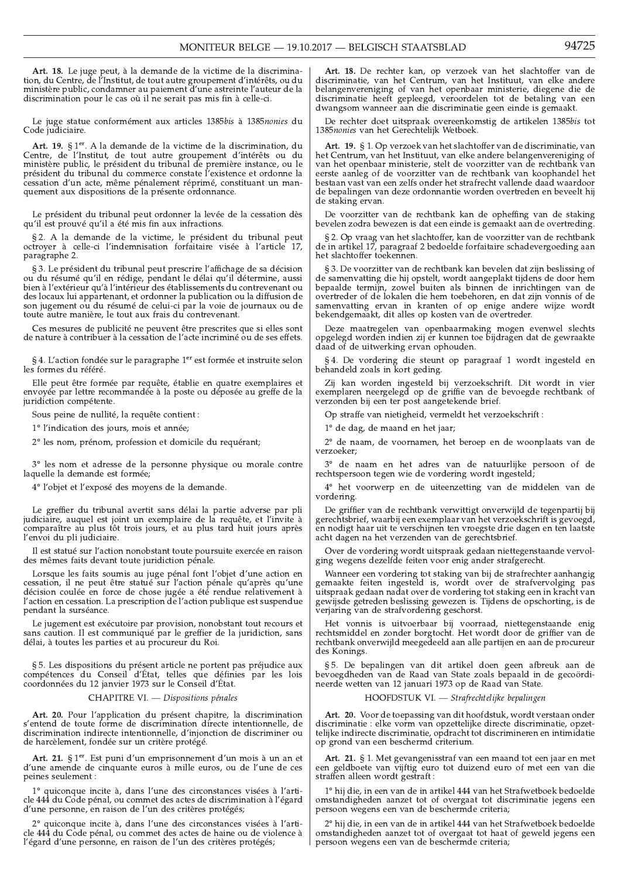**Art. 18.** Le juge peut, à la demande de la victime de la discrimination, du Centre, de l'Institut, de tout autre groupement d'intérêts, ou du ministère public, condamner au paiement d'une astreinte l'auteur de la discrimination pour le cas où il ne serait pas mis fin à celle-ci.

Le juge statue conformément aux articles 1385*bis* à 1385*nonies* du Code judiciaire.

**Art. 19.** § 1er. A la demande de la victime de la discrimination, du Centre, de l'Institut, de tout autre groupement d'intérêts ou du ministère public, le président du tribunal de première instance, ou le président du tribunal du commerce constate l'existence et ordonne la cessation d'un acte, même pénalement réprimé, constituant un manquement aux dispositions de la présente ordonnance.

Le président du tribunal peut ordonner la levée de la cessation dès qu'il est prouvé qu'il a été mis fin aux infractions.

§ 2. A la demande de la victime, le président du tribunal peut octroyer à celle-ci l'indemnisation forfaitaire visée à l'article 17, paragraphe 2.

§ 3. Le président du tribunal peut prescrire l'affichage de sa décision ou du résumé qu'il en rédige, pendant le délai qu'il détermine, aussi bien à l'extérieur qu'à l'intérieur des établissements du contrevenant ou des locaux lui appartenant, et ordonner la publication ou la diffusion de son jugement ou du résumé de celui-ci par la voie de journaux ou de toute autre manière, le tout aux frais du contrevenant.

Ces mesures de publicité ne peuvent être prescrites que si elles sont de nature à contribuer à la cessation de l'acte incriminé ou de ses effets.

§ 4. L'action fondée sur le paragraphe 1er est formée et instruite selon les formes du référé.

Elle peut être formée par requête, établie en quatre exemplaires et envoyée par lettre recommandée à la poste ou déposée au greffe de la juridiction compétente.

Sous peine de nullité, la requête contient :

1° l'indication des jours, mois et année;

2° les nom, prénom, profession et domicile du requérant;

3° les nom et adresse de la personne physique ou morale contre laquelle la demande est formée;

4° l'objet et l'exposé des moyens de la demande.

Le greffier du tribunal avertit sans délai la partie adverse par pli judiciaire, auquel est joint un exemplaire de la requête, et l'invite à comparaître au plus tôt trois jours, et au plus tard huit jours après l'envoi du pli judiciaire.

Il est statué sur l'action nonobstant toute poursuite exercée en raison des mêmes faits devant toute juridiction pénale.

Lorsque les faits soumis au juge pénal font l'objet d'une action en cessation, il ne peut être statué sur l'action pénale qu'après qu'une décision coulée en force de chose jugée a été rendue relativement à l'action en cessation. La prescription de l'action publique est suspendue pendant la surséance.

Le jugement est exécutoire par provision, nonobstant tout recours et sans caution. Il est communiqué par le greffier de la juridiction, sans délai, à toutes les parties et au procureur du Roi.

§ 5. Les dispositions du présent article ne portent pas préjudice aux compétences du Conseil d'État, telles que définies par les lois coordonnées du 12 janvier 1973 sur le Conseil d'État.

## CHAPITRE VI. — *Dispositions pénales*

**Art. 20.** Pour l'application du présent chapitre, la discrimination s'entend de toute forme de discrimination directe intentionnelle, de discrimination indirecte intentionnelle, d'injonction de discriminer ou de harcèlement, fondée sur un critère protégé.

**Art. 21.** § 1er. Est puni d'un emprisonnement d'un mois à un an et d'une amende de cinquante euros à mille euros, ou de l'une de ces peines seulement :

1° quiconque incite à, dans l'une des circonstances visées à l'article 444 du Code pénal, ou commet des actes de discrimination à l'égard d'une personne, en raison de l'un des critères protégés;

2° quiconque incite à, dans l'une des circonstances visées à l'article 444 du Code pénal, ou commet des actes de haine ou de violence à l'égard d'une personne, en raison de l'un des critères protégés;

**Art. 18.** De rechter kan, op verzoek van het slachtoffer van de discriminatie, van het Centrum, van het Instituut, van elke andere belangenvereniging of van het openbaar ministerie, diegene die de discriminatie heeft gepleegd, veroordelen tot de betaling van een dwangsom wanneer aan die discriminatie geen einde is gemaakt.

De rechter doet uitspraak overeenkomstig de artikelen 1385*bis* tot 1385*nonies* van het Gerechtelijk Wetboek.

**Art. 19.** § 1. Op verzoek van het slachtoffer van de discriminatie, van het Centrum, van het Instituut, van elke andere belangenvereniging of van het openbaar ministerie, stelt de voorzitter van de rechtbank van eerste aanleg of de voorzitter van de rechtbank van koophandel het bestaan vast van een zelfs onder het strafrecht vallende daad waardoor de bepalingen van deze ordonnantie worden overtreden en beveelt hij de staking ervan.

De voorzitter van de rechtbank kan de opheffing van de staking bevelen zodra bewezen is dat een einde is gemaakt aan de overtreding.

§ 2. Op vraag van het slachtoffer, kan de voorzitter van de rechtbank de in artikel 17, paragraaf 2 bedoelde forfaitaire schadevergoeding aan het slachtoffer toekennen.

§ 3. De voorzitter van de rechtbank kan bevelen dat zijn beslissing of de samenvatting die hij opstelt, wordt aangeplakt tijdens de door hem bepaalde termijn, zowel buiten als binnen de inrichtingen van de overtreder of de lokalen die hem toebehoren, en dat zijn vonnis of de samenvatting ervan in kranten of op enige andere wijze wordt bekendgemaakt, dit alles op kosten van de overtreder.

Deze maatregelen van openbaarmaking mogen evenwel slechts opgelegd worden indien zij er kunnen toe bijdragen dat de gewraakte daad of de uitwerking ervan ophouden.

§ 4. De vordering die steunt op paragraaf 1 wordt ingesteld en behandeld zoals in kort geding.

Zij kan worden ingesteld bij verzoekschrift. Dit wordt in vier exemplaren neergelegd op de griffie van de bevoegde rechtbank of verzonden bij een ter post aangetekende brief.

Op straffe van nietigheid, vermeldt het verzoekschrift :

1° de dag, de maand en het jaar;

2° de naam, de voornamen, het beroep en de woonplaats van de verzoeker;

3° de naam en het adres van de natuurlijke persoon of de rechtspersoon tegen wie de vordering wordt ingesteld;

4° het voorwerp en de uiteenzetting van de middelen van de vordering.

De griffier van de rechtbank verwittigt onverwijld de tegenpartij bij gerechtsbrief, waarbij een exemplaar van het verzoekschrift is gevoegd, en nodigt haar uit te verschijnen ten vroegste drie dagen en ten laatste acht dagen na het verzenden van de gerechtsbrief.

Over de vordering wordt uitspraak gedaan niettegenstaande vervolging wegens dezelfde feiten voor enig ander strafgerecht.

Wanneer een vordering tot staking van bij de strafrechter aanhangig gemaakte feiten ingesteld is, wordt over de strafvervolging pas uitspraak gedaan nadat over de vordering tot staking een in kracht van gewijsde getreden beslissing gewezen is. Tijdens de opschorting, is de verjaring van de strafvordering geschorst.

Het vonnis is uitvoerbaar bij voorraad, niettegenstaande enig rechtsmiddel en zonder borgtocht. Het wordt door de griffier van de rechtbank onverwijld meegedeeld aan alle partijen en aan de procureur des Konings.

§ 5. De bepalingen van dit artikel doen geen afbreuk aan de bevoegdheden van de Raad van State zoals bepaald in de gecoördineerde wetten van 12 januari 1973 op de Raad van State.

## HOOFDSTUK VI. — *Strafrechtelijke bepalingen*

**Art. 20.** Voor de toepassing van dit hoofdstuk, wordt verstaan onder discriminatie : elke vorm van opzettelijke directe discriminatie, opzettelijke indirecte discriminatie, opdracht tot discrimineren en intimidatie op grond van een beschermd criterium.

**Art. 21.** § 1. Met gevangenisstraf van een maand tot een jaar en met een geldboete van vijftig euro tot duizend euro of met een van die straffen alleen wordt gestraft :

1° hij die, in een van de in artikel 444 van het Strafwetboek bedoelde omstandigheden aanzet tot of overgaat tot discriminatie jegens een persoon wegens een van de beschermde criteria;

2° hij die, in een van de in artikel 444 van het Strafwetboek bedoelde omstandigheden aanzet tot of overgaat tot haat of geweld jegens een persoon wegens een van de beschermde criteria;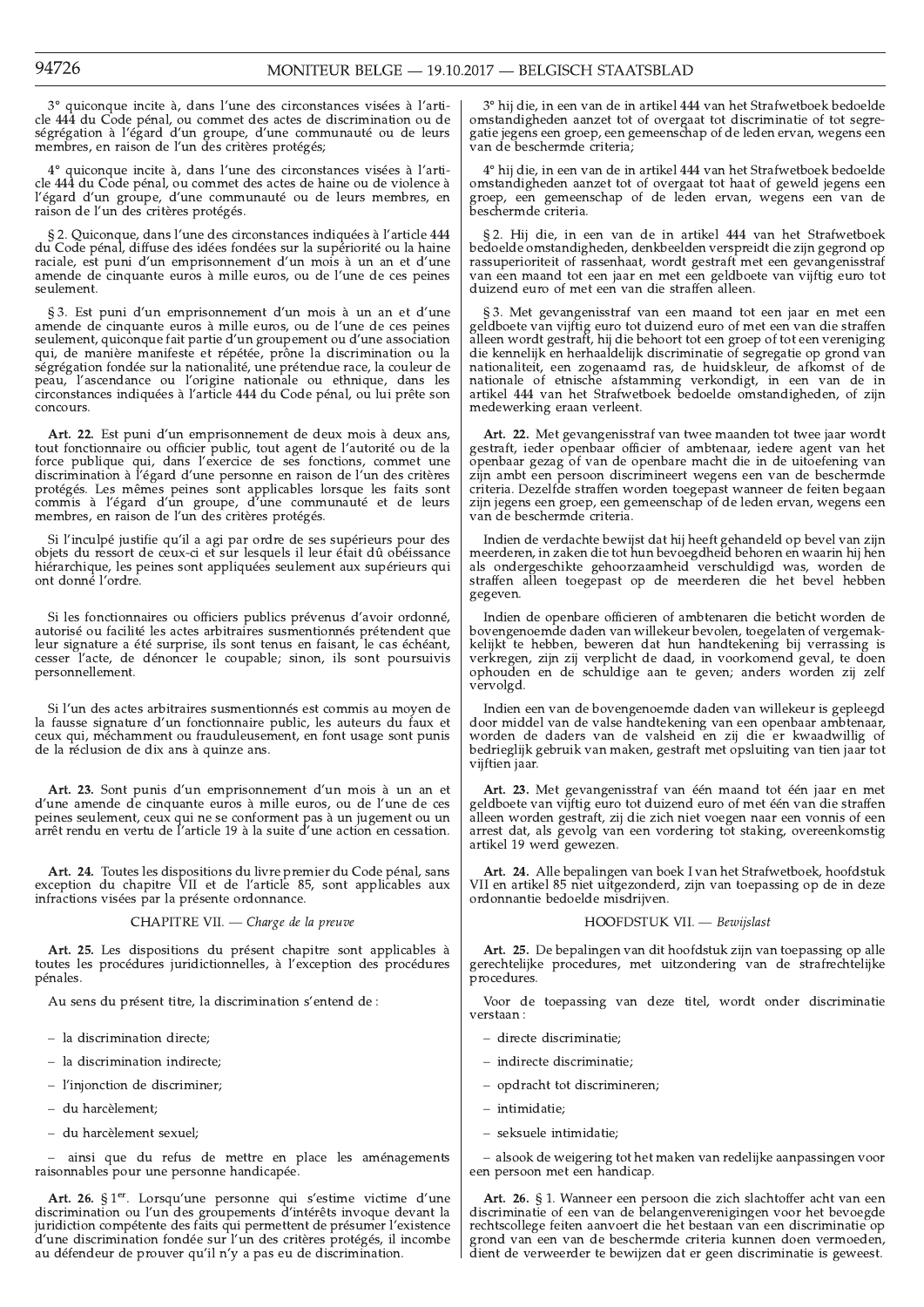3° quiconque incite à, dans l'une des circonstances visées à l'article 444 du Code pénal, ou commet des actes de discrimination ou de ségrégation à l'égard d'un groupe, d'une communauté ou de leurs membres, en raison de l'un des critères protégés;

4° quiconque incite à, dans l'une des circonstances visées à l'article 444 du Code pénal, ou commet des actes de haine ou de violence à l'égard d'un groupe, d'une communauté ou de leurs membres, en raison de l'un des critères protégés.

§ 2. Quiconque, dans l'une des circonstances indiquées à l'article 444 du Code pénal, diffuse des idées fondées sur la supériorité ou la haine raciale, est puni d'un emprisonnement d'un mois à un an et d'une amende de cinquante euros à mille euros, ou de l'une de ces peines seulement.

§ 3. Est puni d'un emprisonnement d'un mois à un an et d'une amende de cinquante euros à mille euros, ou de l'une de ces peines seulement, quiconque fait partie d'un groupement ou d'une association qui, de manière manifeste et répétée, prône la discrimination ou la ségrégation fondée sur la nationalité, une prétendue race, la couleur de peau, l'ascendance ou l'origine nationale ou ethnique, dans les circonstances indiquées à l'article 444 du Code pénal, ou lui prête son concours.

**Art. 22.** Est puni d'un emprisonnement de deux mois à deux ans, tout fonctionnaire ou officier public, tout agent de l'autorité ou de la force publique qui, dans l'exercice de ses fonctions, commet une discrimination à l'égard d'une personne en raison de l'un des critères protégés. Les mêmes peines sont applicables lorsque les faits sont commis à l'égard d'un groupe, d'une communauté et de leurs membres, en raison de l'un des critères protégés.

Si l'inculpé justifie qu'il a agi par ordre de ses supérieurs pour des objets du ressort de ceux-ci et sur lesquels il leur était dû obéissance hiérarchique, les peines sont appliquées seulement aux supérieurs qui ont donné l'ordre.

Si les fonctionnaires ou officiers publics prévenus d'avoir ordonné, autorisé ou facilité les actes arbitraires susmentionnés prétendent que leur signature a été surprise, ils sont tenus en faisant, le cas échéant, cesser l'acte, de dénoncer le coupable; sinon, ils sont poursuivis personnellement.

Si l'un des actes arbitraires susmentionnés est commis au moyen de la fausse signature d'un fonctionnaire public, les auteurs du faux et ceux qui, méchamment ou frauduleusement, en font usage sont punis de la réclusion de dix ans à quinze ans.

**Art. 23.** Sont punis d'un emprisonnement d'un mois à un an et d'une amende de cinquante euros à mille euros, ou de l'une de ces peines seulement, ceux qui ne se conforment pas à un jugement ou un arrêt rendu en vertu de l'article 19 à la suite d'une action en cessation.

**Art. 24.** Toutes les dispositions du livre premier du Code pénal, sans exception du chapitre VII et de l'article 85, sont applicables aux infractions visées par la présente ordonnance.

CHAPITRE VII. — *Charge de la preuve*

**Art. 25.** Les dispositions du présent chapitre sont applicables à toutes les procédures juridictionnelles, à l'exception des procédures pénales.

Au sens du présent titre, la discrimination s'entend de :

- la discrimination directe;
- la discrimination indirecte;
- l'injonction de discriminer;
- du harcèlement;
- du harcèlement sexuel;
- ainsi que du refus de mettre en place les aménagements raisonnables pour une personne handicapée.

**Art. 26.** § 1er. Lorsqu'une personne qui s'estime victime d'une discrimination ou l'un des groupements d'intérêts invoque devant la juridiction compétente des faits qui permettent de présumer l'existence d'une discrimination fondée sur l'un des critères protégés, il incombe au défendeur de prouver qu'il n'y a pas eu de discrimination.

3° hij die, in een van de in artikel 444 van het Strafwetboek bedoelde omstandigheden aanzet tot of overgaat tot discriminatie of tot segregatie jegens een groep, een gemeenschap of de leden ervan, wegens een van de beschermde criteria;

4° hij die, in een van de in artikel 444 van het Strafwetboek bedoelde omstandigheden aanzet tot of overgaat tot haat of geweld jegens een groep, een gemeenschap of de leden ervan, wegens een van de beschermde criteria.

§ 2. Hij die, in een van de in artikel 444 van het Strafwetboek bedoelde omstandigheden, denkbeelden verspreidt die zijn gegrond op rassuperioriteit of rassenhaat, wordt gestraft met een gevangenisstraf van een maand tot een jaar en met een geldboete van vijftig euro tot duizend euro of met een van die straffen alleen.

§ 3. Met gevangenisstraf van een maand tot een jaar en met een geldboete van vijftig euro tot duizend euro of met een van die straffen alleen wordt gestraft, hij die behoort tot een groep of tot een vereniging die kennelijk en herhaaldelijk discriminatie of segregatie op grond van nationaliteit, een zogenaamd ras, de huidskleur, de afkomst of de nationale of etnische afstamming verkondigt, in een van de in artikel 444 van het Strafwetboek bedoelde omstandigheden, of zijn medewerking eraan verleent.

**Art. 22.** Met gevangenisstraf van twee maanden tot twee jaar wordt gestraft, ieder openbaar officier of ambtenaar, iedere agent van het openbaar gezag of van de openbare macht die in de uitoefening van zijn ambt een persoon discrimineert wegens een van de beschermde criteria. Dezelfde straffen worden toegepast wanneer de feiten begaan zijn jegens een groep, een gemeenschap of de leden ervan, wegens een van de beschermde criteria.

Indien de verdachte bewijst dat hij heeft gehandeld op bevel van zijn meerderen, in zaken die tot hun bevoegdheid behoren en waarin hij hen als ondergeschikte gehoorzaamheid verschuldigd was, worden de straffen alleen toegepast op de meerderen die het bevel hebben gegeven.

Indien de openbare officieren of ambtenaren die beticht worden de bovengenoemde daden van willekeur bevolen, toegelaten of vergemakkelijkt te hebben, beweren dat hun handtekening bij verrassing is verkregen, zijn zij verplicht de daad, in voorkomend geval, te doen ophouden en de schuldige aan te geven; anders worden zij zelf vervolgd.

Indien een van de bovengenoemde daden van willekeur is gepleegd door middel van de valse handtekening van een openbaar ambtenaar, worden de daders van de valsheid en zij die er kwaadwillig of bedrieglijk gebruik van maken, gestraft met opsluiting van tien jaar tot vijftien jaar.

**Art. 23.** Met gevangenisstraf van één maand tot één jaar en met geldboete van vijftig euro tot duizend euro of met één van die straffen alleen worden gestraft, zij die zich niet voegen naar een vonnis of een arrest dat, als gevolg van een vordering tot staking, overeenkomstig artikel 19 werd gewezen.

**Art. 24.** Alle bepalingen van boek I van het Strafwetboek, hoofdstuk VII en artikel 85 niet uitgezonderd, zijn van toepassing op de in deze ordonnantie bedoelde misdrijven.

HOOFDSTUK VII. — *Bewijslast*

**Art. 25.** De bepalingen van dit hoofdstuk zijn van toepassing op alle gerechtelijke procedures, met uitzondering van de strafrechtelijke procedures.

Voor de toepassing van deze titel, wordt onder discriminatie verstaan :

- directe discriminatie;
- indirecte discriminatie;
- opdracht tot discrimineren;
- intimidatie;
- seksuele intimidatie;
- alsook de weigering tot het maken van redelijke aanpassingen voor een persoon met een handicap.

**Art. 26.** § 1. Wanneer een persoon die zich slachtoffer acht van een discriminatie of een van de belangenverenigingen voor het bevoegde rechtscollege feiten aanvoert die het bestaan van een discriminatie op grond van een van de beschermde criteria kunnen doen vermoeden, dient de verweerder te bewijzen dat er geen discriminatie is geweest.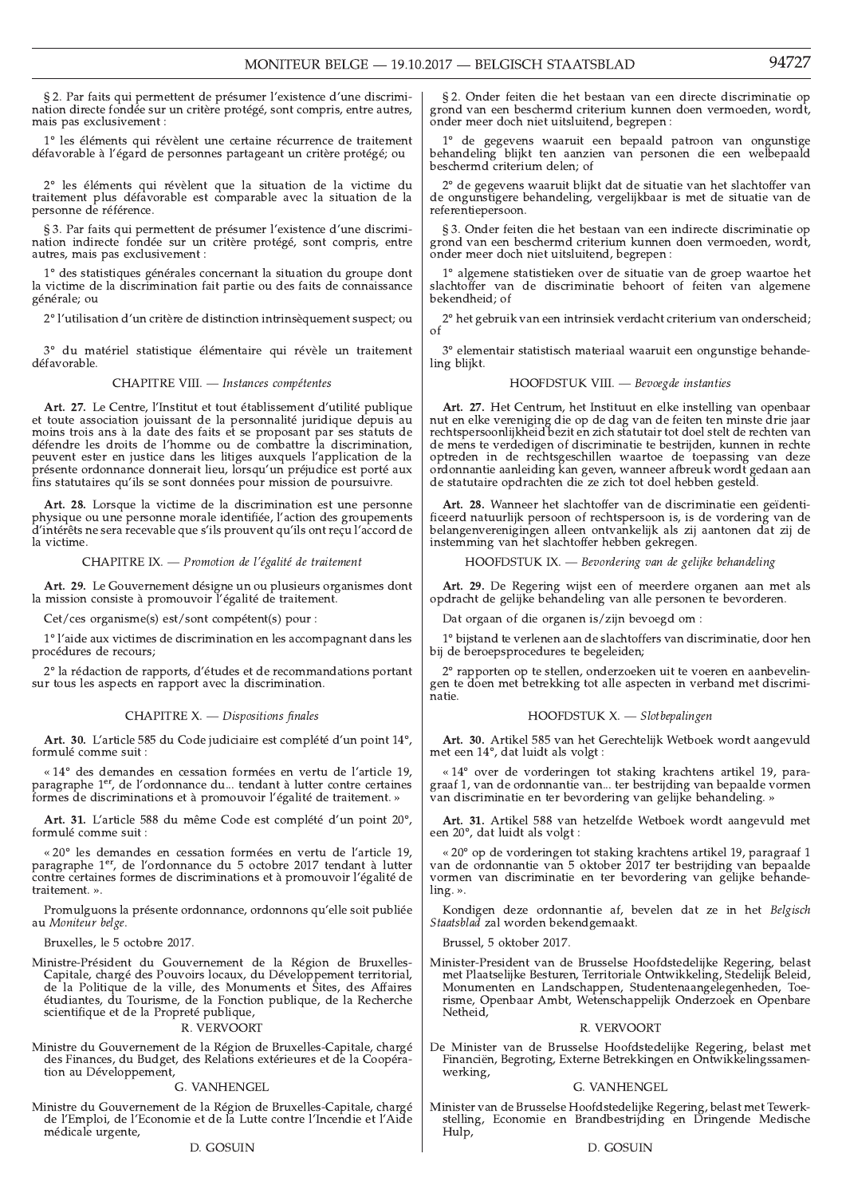§ 2. Par faits qui permettent de présumer l'existence d'une discrimination directe fondée sur un critère protégé, sont compris, entre autres, mais pas exclusivement :

1° les éléments qui révèlent une certaine récurrence de traitement défavorable à l'égard de personnes partageant un critère protégé; ou

2° les éléments qui révèlent que la situation de la victime du traitement plus défavorable est comparable avec la situation de la personne de référence.

§ 3. Par faits qui permettent de présumer l'existence d'une discrimination indirecte fondée sur un critère protégé, sont compris, entre autres, mais pas exclusivement :

1° des statistiques générales concernant la situation du groupe dont la victime de la discrimination fait partie ou des faits de connaissance générale; ou

2° l'utilisation d'un critère de distinction intrinsèquement suspect; ou

3° du matériel statistique élémentaire qui révèle un traitement défavorable.

## CHAPITRE VIII. — *Instances compétentes*

**Art. 27.** Le Centre, l'Institut et tout établissement d'utilité publique et toute association jouissant de la personnalité juridique depuis au moins trois ans à la date des faits et se proposant par ses statuts de défendre les droits de l'homme ou de combattre la discrimination, peuvent ester en justice dans les litiges auxquels l'application de la présente ordonnance donnerait lieu, lorsqu'un préjudice est porté aux fins statutaires qu'ils se sont données pour mission de poursuivre.

**Art. 28.** Lorsque la victime de la discrimination est une personne physique ou une personne morale identifiée, l'action des groupements d'intérêts ne sera recevable que s'ils prouvent qu'ils ont reçu l'accord de la victime.

## CHAPITRE IX. — *Promotion de l'égalité de traitement*

**Art. 29.** Le Gouvernement désigne un ou plusieurs organismes dont la mission consiste à promouvoir l'égalité de traitement.

Cet/ces organisme(s) est/sont compétent(s) pour :

1° l'aide aux victimes de discrimination en les accompagnant dans les procédures de recours;

2° la rédaction de rapports, d'études et de recommandations portant sur tous les aspects en rapport avec la discrimination.

## CHAPITRE X. — *Dispositions finales*

**Art. 30.** L'article 585 du Code judiciaire est complété d'un point 14°, formulé comme suit :

« 14° des demandes en cessation formées en vertu de l'article 19, paragraphe 1er, de l'ordonnance du... tendant à lutter contre certaines formes de discriminations et à promouvoir l'égalité de traitement. »

**Art. 31.** L'article 588 du même Code est complété d'un point 20°, formulé comme suit :

« 20° les demandes en cessation formées en vertu de l'article 19, paragraphe 1er, de l'ordonnance du 5 octobre 2017 tendant à lutter contre certaines formes de discriminations et à promouvoir l'égalité de traitement. ».

Promulguons la présente ordonnance, ordonnons qu'elle soit publiée au *Moniteur belge*.

Bruxelles, le 5 octobre 2017.

Ministre-Président du Gouvernement de la Région de Bruxelles-Capitale, chargé des Pouvoirs locaux, du Développement territorial, de la Politique de la ville, des Monuments et Sites, des Affaires étudiantes, du Tourisme, de la Fonction publique, de la Recherche scientifique et de la Propreté publique,

R. VERVOORT

Ministre du Gouvernement de la Région de Bruxelles-Capitale, chargé des Finances, du Budget, des Relations extérieures et de la Coopération au Développement,

G. VANHENGEL

Ministre du Gouvernement de la Région de Bruxelles-Capitale, chargé de l'Emploi, de l'Economie et de la Lutte contre l'Incendie et l'Aide médicale urgente,

D. GOSUIN

---

§ 2. Onder feiten die het bestaan van een directe discriminatie op grond van een beschermd criterium kunnen doen vermoeden, wordt, onder meer doch niet uitsluitend, begrepen :

1° de gegevens waaruit een bepaald patroon van ongunstige behandeling blijkt ten aanzien van personen die een welbepaald beschermd criterium delen; of

2° de gegevens waaruit blijkt dat de situatie van het slachtoffer van de ongunstigere behandeling, vergelijkbaar is met de situatie van de referentiepersoon.

§ 3. Onder feiten die het bestaan van een indirecte discriminatie op grond van een beschermd criterium kunnen doen vermoeden, wordt, onder meer doch niet uitsluitend, begrepen :

1° algemene statistieken over de situatie van de groep waartoe het slachtoffer van de discriminatie behoort of feiten van algemene bekendheid; of

2° het gebruik van een intrinsiek verdacht criterium van onderscheid; of

3° elementair statistisch materiaal waaruit een ongunstige behandeling blijkt.

## HOOFDSTUK VIII. — *Bevoegde instanties*

**Art. 27.** Het Centrum, het Instituut en elke instelling van openbaar nut en elke vereniging die op de dag van de feiten ten minste drie jaar rechtspersoonlijkheid bezit en zich statutair tot doel stelt de rechten van de mens te verdedigen of discriminatie te bestrijden, kunnen in rechte optreden in de rechtsgeschillen waartoe de toepassing van deze ordonnantie aanleiding kan geven, wanneer afbreuk wordt gedaan aan de statutaire opdrachten die ze zich tot doel hebben gesteld.

**Art. 28.** Wanneer het slachtoffer van de discriminatie een geïdentificeerd natuurlijk persoon of rechtspersoon is, is de vordering van de belangenverenigingen alleen ontvankelijk als zij aantonen dat zij de instemming van het slachtoffer hebben gekregen.

## HOOFDSTUK IX. — *Bevordering van de gelijke behandeling*

**Art. 29.** De Regering wijst een of meerdere organen aan met als opdracht de gelijke behandeling van alle personen te bevorderen.

Dat orgaan of die organen is/zijn bevoegd om :

1° bijstand te verlenen aan de slachtoffers van discriminatie, door hen bij de beroepsprocedures te begeleiden;

2° rapporten op te stellen, onderzoeken uit te voeren en aanbevelingen te doen met betrekking tot alle aspecten in verband met discriminatie.

## HOOFDSTUK X. — *Slotbepalingen*

**Art. 30.** Artikel 585 van het Gerechtelijk Wetboek wordt aangevuld met een 14°, dat luidt als volgt :

« 14° over de vorderingen tot staking krachtens artikel 19, paragraaf 1, van de ordonnantie van... ter bestrijding van bepaalde vormen van discriminatie en ter bevordering van gelijke behandeling. »

**Art. 31.** Artikel 588 van hetzelfde Wetboek wordt aangevuld met een 20°, dat luidt als volgt :

« 20° op de vorderingen tot staking krachtens artikel 19, paragraaf 1 van de ordonnantie van 5 oktober 2017 ter bestrijding van bepaalde vormen van discriminatie en ter bevordering van gelijke behandeling. ».

Kondigen deze ordonnantie af, bevelen dat ze in het *Belgisch Staatsblad* zal worden bekendgemaakt.

Brussel, 5 oktober 2017.

Minister-President van de Brusselse Hoofdstedelijke Regering, belast met Plaatselijke Besturen, Territoriale Ontwikkeling, Stedelijk Beleid, Monumenten en Landschappen, Studentenaangelegenheden, Toerisme, Openbaar Ambt, Wetenschappelijk Onderzoek en Openbare Netheid,

R. VERVOORT

De Minister van de Brusselse Hoofdstedelijke Regering, belast met Financiën, Begroting, Externe Betrekkingen en Ontwikkelingssamenwerking,

G. VANHENGEL

Minister van de Brusselse Hoofdstedelijke Regering, belast met Tewerkstelling, Economie en Brandbestrijding en Dringende Medische Hulp,

D. GOSUIN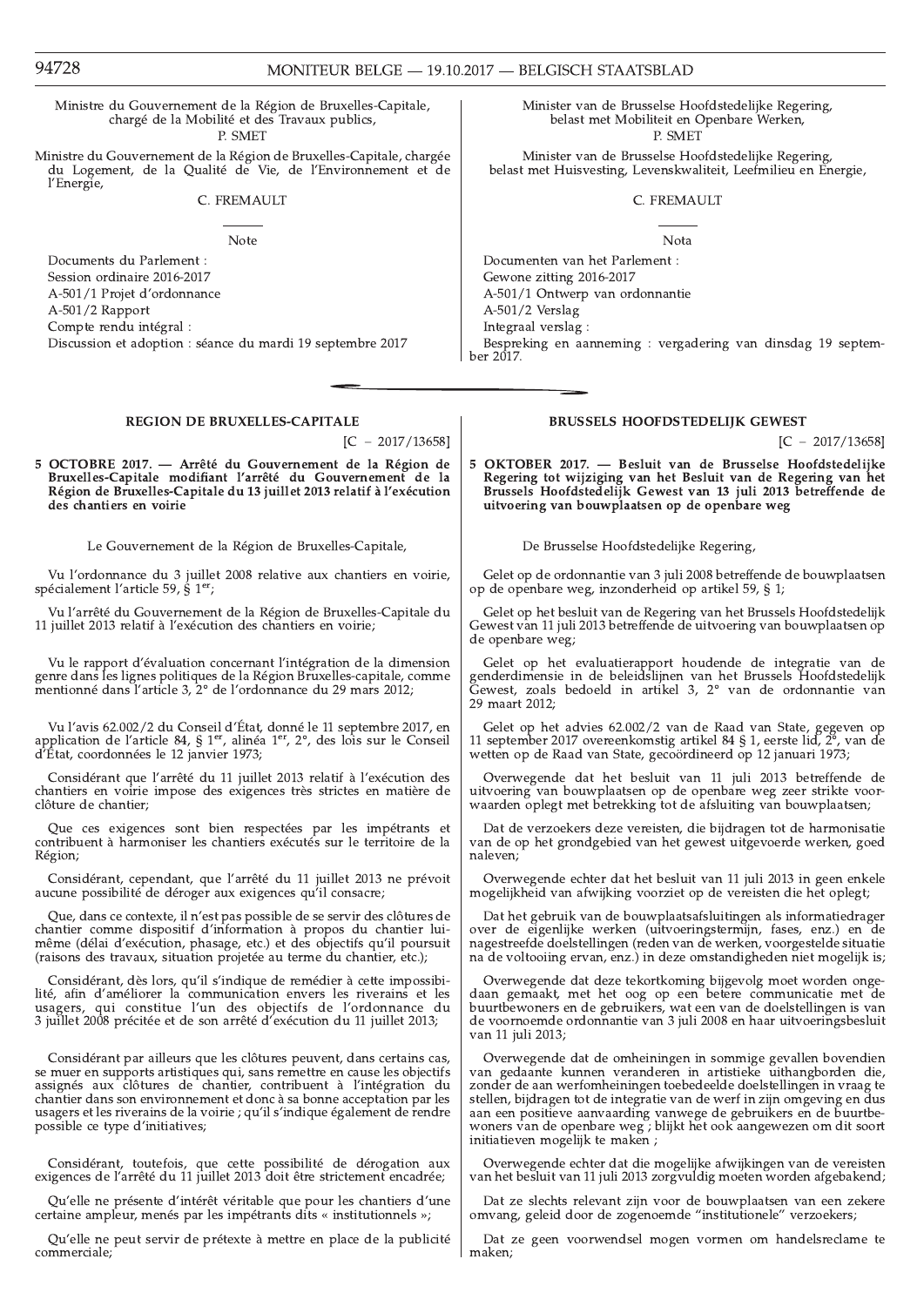Ministre du Gouvernement de la Région de Bruxelles-Capitale, chargé de la Mobilité et des Travaux publics,

P. SMET

Ministre du Gouvernement de la Région de Bruxelles-Capitale, chargée du Logement, de la Qualité de Vie, de l'Environnement et de l'Energie,

C. FREMAULT

Note

Documents du Parlement :

Session ordinaire 2016-2017

A-501/1 Projet d'ordonnance

A-501/2 Rapport

Compte rendu intégral :

Discussion et adoption : séance du mardi 19 septembre 2017

Minister van de Brusselse Hoofdstedelijke Regering, belast met Mobiliteit en Openbare Werken,

P. SMET

Minister van de Brusselse Hoofdstedelijke Regering, belast met Huisvesting, Levenskwaliteit, Leefmilieu en Energie,

C. FREMAULT

Nota

Documenten van het Parlement :

Gewone zitting 2016-2017

A-501/1 Ontwerp van ordonnantie

A-501/2 Verslag

Integraal verslag :

Bespreking en aanneming : vergadering van dinsdag 19 september 2017.

---

## REGION DE BRUXELLES-CAPITALE

[C − 2017/13658]

**5 OCTOBRE 2017. — Arrêté du Gouvernement de la Région de Bruxelles-Capitale modifiant l'arrêté du Gouvernement de la Région de Bruxelles-Capitale du 13 juillet 2013 relatif à l'exécution des chantiers en voirie**

Le Gouvernement de la Région de Bruxelles-Capitale,

Vu l'ordonnance du 3 juillet 2008 relative aux chantiers en voirie, spécialement l'article 59, § 1er;

Vu l'arrêté du Gouvernement de la Région de Bruxelles-Capitale du 11 juillet 2013 relatif à l'exécution des chantiers en voirie;

Vu le rapport d'évaluation concernant l'intégration de la dimension genre dans les lignes politiques de la Région Bruxelles-capitale, comme mentionné dans l'article 3, 2° de l'ordonnance du 29 mars 2012;

Vu l'avis 62.002/2 du Conseil d'État, donné le 11 septembre 2017, en application de l'article 84, § 1er, alinéa 1er, 2°, des lois sur le Conseil d'État, coordonnées le 12 janvier 1973;

Considérant que l'arrêté du 11 juillet 2013 relatif à l'exécution des chantiers en voirie impose des exigences très strictes en matière de clôture de chantier;

Que ces exigences sont bien respectées par les impétrants et contribuent à harmoniser les chantiers exécutés sur le territoire de la Région;

Considérant, cependant, que l'arrêté du 11 juillet 2013 ne prévoit aucune possibilité de déroger aux exigences qu'il consacre;

Que, dans ce contexte, il n'est pas possible de se servir des clôtures de chantier comme dispositif d'information à propos du chantier lui-même (délai d'exécution, phasage, etc.) et des objectifs qu'il poursuit (raisons des travaux, situation projetée au terme du chantier, etc.);

Considérant, dès lors, qu'il s'indique de remédier à cette impossibilité, afin d'améliorer la communication envers les riverains et les usagers, qui constitue l'un des objectifs de l'ordonnance du 3 juillet 2008 précitée et de son arrêté d'exécution du 11 juillet 2013;

Considérant par ailleurs que les clôtures peuvent, dans certains cas, se muer en supports artistiques qui, sans remettre en cause les objectifs assignés aux clôtures de chantier, contribuent à l'intégration du chantier dans son environnement et donc à sa bonne acceptation par les usagers et les riverains de la voirie ; qu'il s'indique également de rendre possible ce type d'initiatives;

Considérant, toutefois, que cette possibilité de dérogation aux exigences de l'arrêté du 11 juillet 2013 doit être strictement encadrée;

Qu'elle ne présente d'intérêt véritable que pour les chantiers d'une certaine ampleur, menés par les impétrants dits « institutionnels »;

Qu'elle ne peut servir de prétexte à mettre en place de la publicité commerciale;

## BRUSSELS HOOFDSTEDELIJK GEWEST

[C − 2017/13658]

**5 OKTOBER 2017. — Besluit van de Brusselse Hoofdstedelijke Regering tot wijziging van het Besluit van de Regering van het Brussels Hoofdstedelijk Gewest van 13 juli 2013 betreffende de uitvoering van bouwplaatsen op de openbare weg**

De Brusselse Hoofdstedelijke Regering,

Gelet op de ordonnantie van 3 juli 2008 betreffende de bouwplaatsen op de openbare weg, inzonderheid op artikel 59, § 1;

Gelet op het besluit van de Regering van het Brussels Hoofdstedelijk Gewest van 11 juli 2013 betreffende de uitvoering van bouwplaatsen op de openbare weg;

Gelet op het evaluatierapport houdende de integratie van de genderdimensie in de beleidslijnen van het Brussels Hoofdstedelijk Gewest, zoals bedoeld in artikel 3, 2° van de ordonnantie van 29 maart 2012;

Gelet op het advies 62.002/2 van de Raad van State, gegeven op 11 september 2017 overeenkomstig artikel 84 § 1, eerste lid, 2°, van de wetten op de Raad van State, gecoördineerd op 12 januari 1973;

Overwegende dat het besluit van 11 juli 2013 betreffende de uitvoering van bouwplaatsen op de openbare weg zeer strikte voorwaarden oplegt met betrekking tot de afsluiting van bouwplaatsen;

Dat de verzoekers deze vereisten, die bijdragen tot de harmonisatie van de op het grondgebied van het gewest uitgevoerde werken, goed naleven;

Overwegende echter dat het besluit van 11 juli 2013 in geen enkele mogelijkheid van afwijking voorziet op de vereisten die het oplegt;

Dat het gebruik van de bouwplaatsafsluitingen als informatiedrager over de eigenlijke werken (uitvoeringstermijn, fases, enz.) en de nagestreefde doelstellingen (reden van de werken, voorgestelde situatie na de voltooiing ervan, enz.) in deze omstandigheden niet mogelijk is;

Overwegende dat deze tekortkoming bijgevolg moet worden ongedaan gemaakt, met het oog op een betere communicatie met de buurtbewoners en de gebruikers, wat een van de doelstellingen is van de voornoemde ordonnantie van 3 juli 2008 en haar uitvoeringsbesluit van 11 juli 2013;

Overwegende dat de omheiningen in sommige gevallen bovendien van gedaante kunnen veranderen in artistieke uithangborden die, zonder de aan werfomheiningen toebedeelde doelstellingen in vraag te stellen, bijdragen tot de integratie van de werf in zijn omgeving en dus aan een positieve aanvaarding vanwege de gebruikers en de buurtbewoners van de openbare weg ; blijkt het ook aangewezen om dit soort initiatieven mogelijk te maken ;

Overwegende echter dat die mogelijke afwijkingen van de vereisten van het besluit van 11 juli 2013 zorgvuldig moeten worden afgebakend;

Dat ze slechts relevant zijn voor de bouwplaatsen van een zekere omvang, geleid door de zogenoemde "institutionele" verzoekers;

Dat ze geen voorwendsel mogen vormen om handelsreclame te maken;